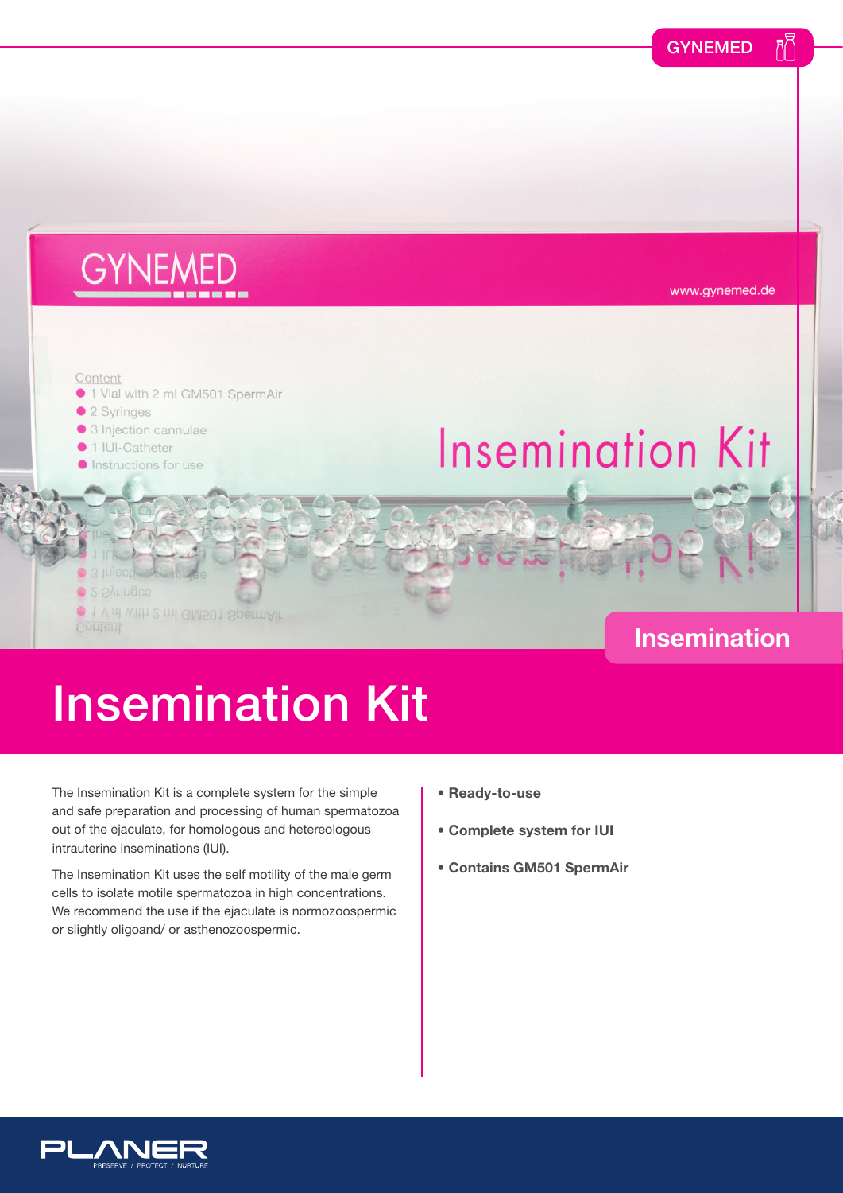# Insemination Kit

The Insemination Kit is a complete system for the simple and safe preparation and processing of human spermatozoa out of the ejaculate, for homologous and hetereological intrauterine inseminations (IUI).

The Insemination Kit uses the self motility of the male germ cells to isolate motile spermatozoa in high concentrations. We recommend the use if the ejaculate is normozoospermic or slightly oligoand/ or asthenozoospermic.

- **Ready-to-use**
- **Complete system for IUI**
- **Contains GM501 SpermAir**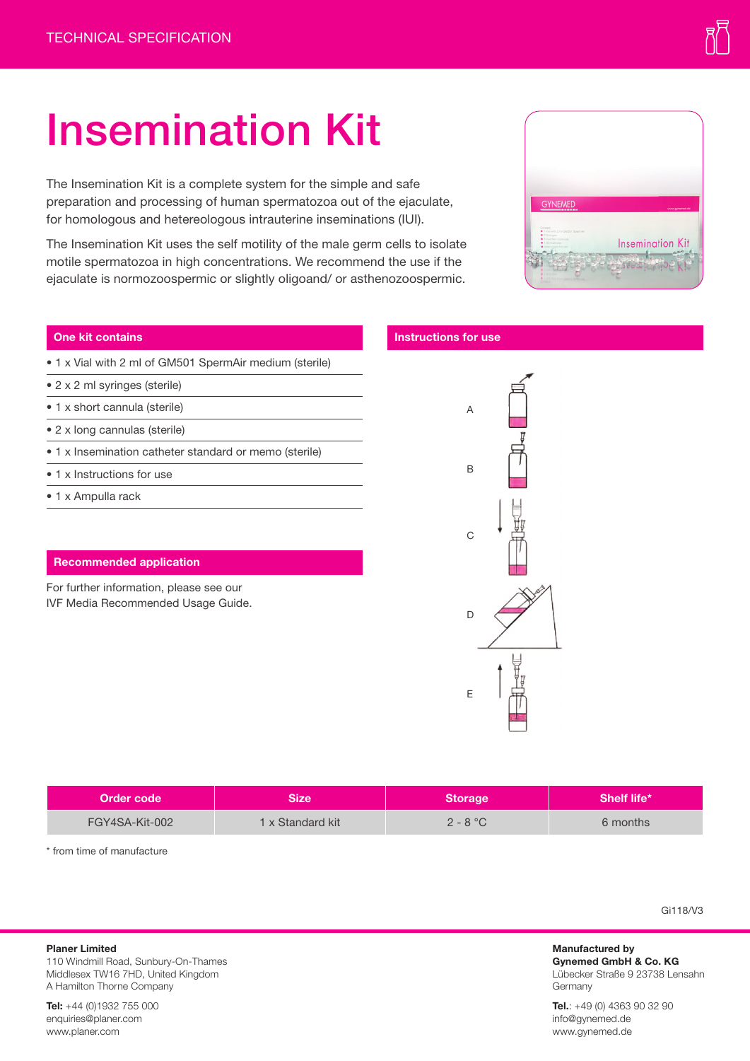TECHNICAL SPECIFICATION

# Insemination Kit

The Insemination Kit is a complete system for the simple and safe preparation and processing of human spermatozoa out of the ejaculate, for homologous and hetereologous intrauterine inseminations (IUI).

The Insemination Kit uses the self motility of the male germ cells to isolate motile spermatozoa in high concentrations. We recommend the use if the ejaculate is normozoospermic or slightly oligoand/ or asthenozoospermic.

## One kit contains

- 1 x Vial with 2 ml of GM501 SpermAir medium (sterile)
- 2 x 2 ml syringes (sterile)
- 1 x short cannula (sterile)
- 2 x long cannulas (sterile)
- 1 x Insemination catheter standard or memo (sterile)
- 1 x Instructions for use
- 1 x Ampulla rack

## Recommended application

For further information, please see our IVF Media Recommended Usage Guide.

## Instructions for use

A

B

C

D

E

| Order code | Size | Storage | Shelf life* |
|---|---|---|---|
| FGY4SA-Kit-002 | 1 x Standard kit | 2 - 8 °C | 6 months |

\* from time of manufacture

Gi118/V3

**Planer Limited**
110 Windmill Road, Sunbury-On-Thames
Middlesex TW16 7HD, United Kingdom
A Hamilton Thorne Company

**Tel:** +44 (0)1932 755 000
enquiries@planer.com
www.planer.com

**Manufactured by**
**Gynemed GmbH & Co. KG**
Lübecker Straße 9 23738 Lensahn
Germany

**Tel.**: +49 (0) 4363 90 32 90
info@gynemed.de
www.gynemed.de